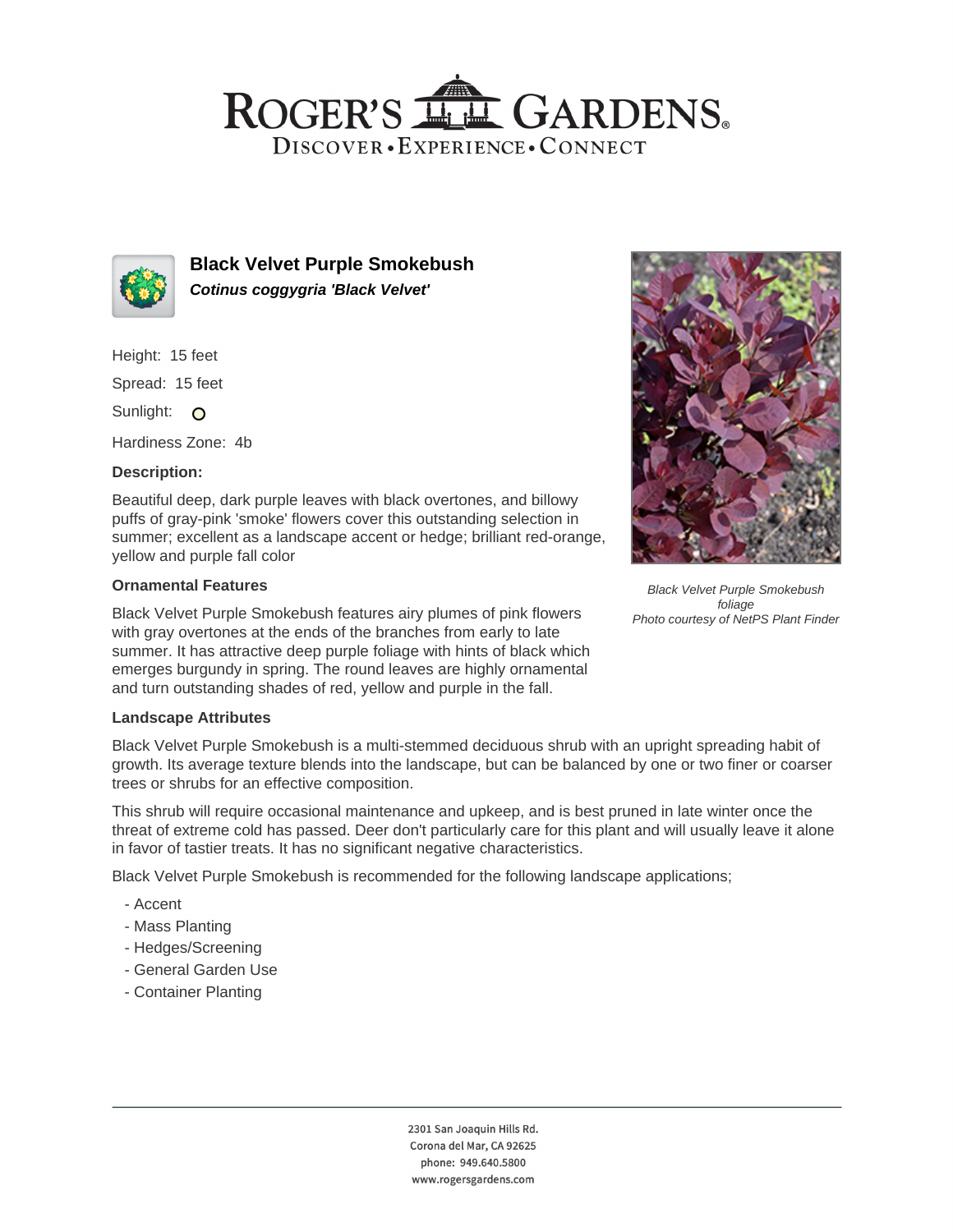# Roger's Gardens

Discover • Experience • Connect

## Black Velvet Purple Smokebush

***Cotinus coggygria 'Black Velvet'***

Height: 15 feet

Spread: 15 feet

Sunlight: O

Hardiness Zone: 4b

### Description:

Beautiful deep, dark purple leaves with black overtones, and billowy puffs of gray-pink 'smoke' flowers cover this outstanding selection in summer; excellent as a landscape accent or hedge; brilliant red-orange, yellow and purple fall color

*Black Velvet Purple Smokebush foliage*
*Photo courtesy of NetPS Plant Finder*

### Ornamental Features

Black Velvet Purple Smokebush features airy plumes of pink flowers with gray overtones at the ends of the branches from early to late summer. It has attractive deep purple foliage with hints of black which emerges burgundy in spring. The round leaves are highly ornamental and turn outstanding shades of red, yellow and purple in the fall.

### Landscape Attributes

Black Velvet Purple Smokebush is a multi-stemmed deciduous shrub with an upright spreading habit of growth. Its average texture blends into the landscape, but can be balanced by one or two finer or coarser trees or shrubs for an effective composition.

This shrub will require occasional maintenance and upkeep, and is best pruned in late winter once the threat of extreme cold has passed. Deer don't particularly care for this plant and will usually leave it alone in favor of tastier treats. It has no significant negative characteristics.

Black Velvet Purple Smokebush is recommended for the following landscape applications;

- Accent
- Mass Planting
- Hedges/Screening
- General Garden Use
- Container Planting

2301 San Joaquin Hills Rd.
Corona del Mar, CA 92625
phone: 949.640.5800
www.rogersgardens.com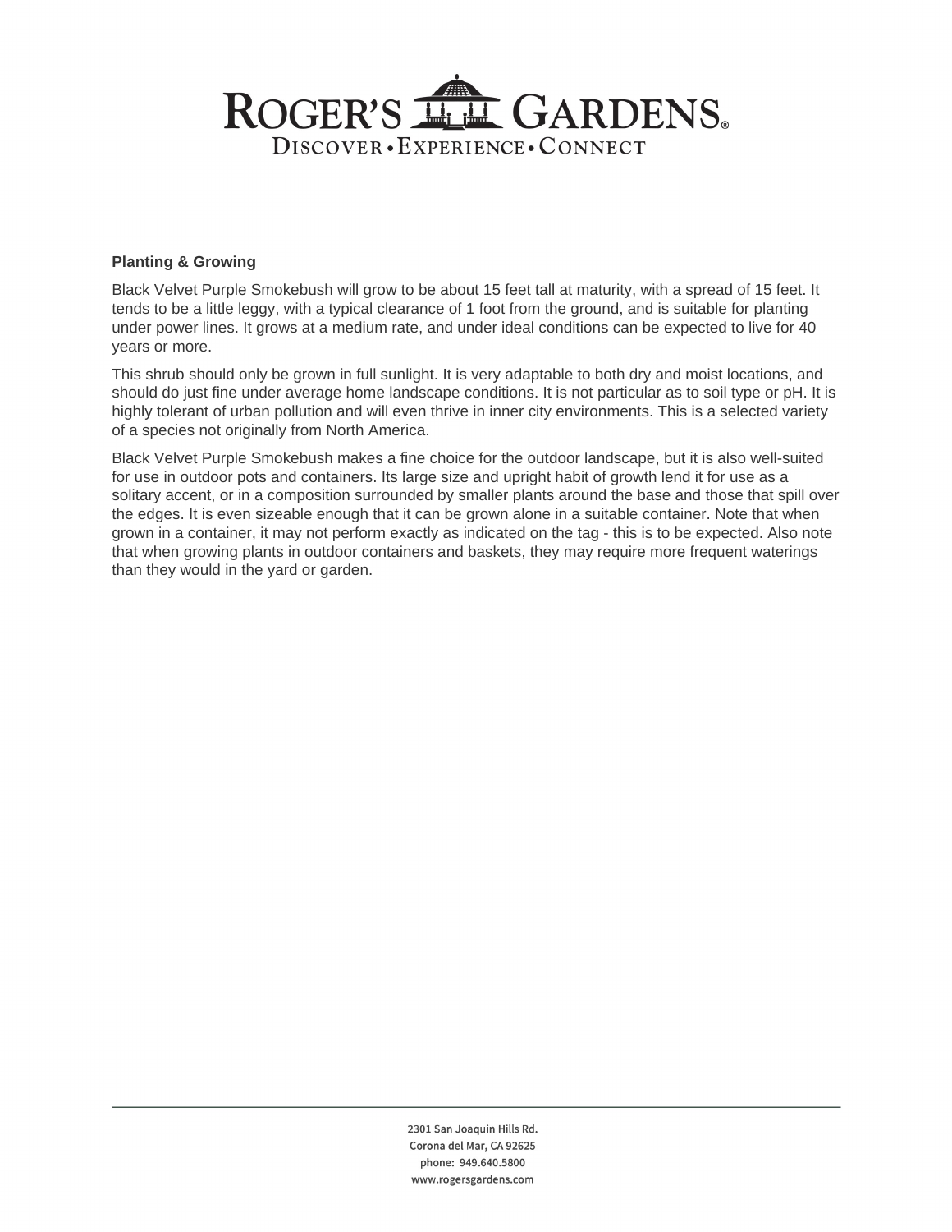**Planting & Growing**

Black Velvet Purple Smokebush will grow to be about 15 feet tall at maturity, with a spread of 15 feet. It tends to be a little leggy, with a typical clearance of 1 foot from the ground, and is suitable for planting under power lines. It grows at a medium rate, and under ideal conditions can be expected to live for 40 years or more.

This shrub should only be grown in full sunlight. It is very adaptable to both dry and moist locations, and should do just fine under average home landscape conditions. It is not particular as to soil type or pH. It is highly tolerant of urban pollution and will even thrive in inner city environments. This is a selected variety of a species not originally from North America.

Black Velvet Purple Smokebush makes a fine choice for the outdoor landscape, but it is also well-suited for use in outdoor pots and containers. Its large size and upright habit of growth lend it for use as a solitary accent, or in a composition surrounded by smaller plants around the base and those that spill over the edges. It is even sizeable enough that it can be grown alone in a suitable container. Note that when grown in a container, it may not perform exactly as indicated on the tag - this is to be expected. Also note that when growing plants in outdoor containers and baskets, they may require more frequent waterings than they would in the yard or garden.